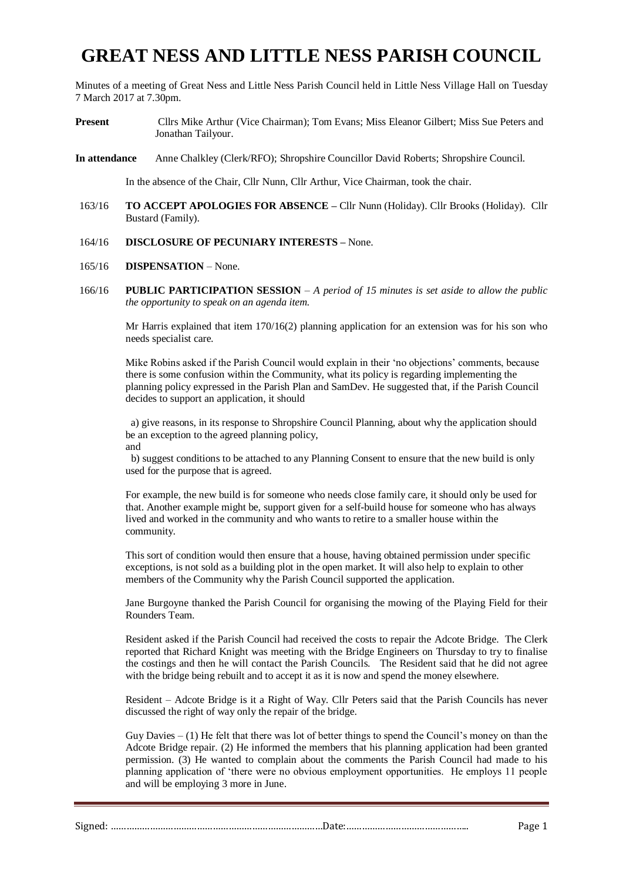# GREAT NESS AND LITTLE NESS PARISH COUNCIL

Minutes of a meeting of Great Ness and Little Ness Parish Council held in Little Ness Village Hall on Tuesday 7 March 2017 at 7.30pm.

**Present** Cllrs Mike Arthur (Vice Chairman); Tom Evans; Miss Eleanor Gilbert; Miss Sue Peters and Jonathan Tailyour.

**In attendance** Anne Chalkley (Clerk/RFO); Shropshire Councillor David Roberts; Shropshire Council.

In the absence of the Chair, Cllr Nunn, Cllr Arthur, Vice Chairman, took the chair.

163/16 **TO ACCEPT APOLOGIES FOR ABSENCE –** Cllr Nunn (Holiday). Cllr Brooks (Holiday). Cllr Bustard (Family).

164/16 **DISCLOSURE OF PECUNIARY INTERESTS –** None.

165/16 **DISPENSATION** – None.

166/16 **PUBLIC PARTICIPATION SESSION** – *A period of 15 minutes is set aside to allow the public the opportunity to speak on an agenda item.*

Mr Harris explained that item 170/16(2) planning application for an extension was for his son who needs specialist care.

Mike Robins asked if the Parish Council would explain in their 'no objections' comments, because there is some confusion within the Community, what its policy is regarding implementing the planning policy expressed in the Parish Plan and SamDev. He suggested that, if the Parish Council decides to support an application, it should

a) give reasons, in its response to Shropshire Council Planning, about why the application should be an exception to the agreed planning policy,
and

b) suggest conditions to be attached to any Planning Consent to ensure that the new build is only used for the purpose that is agreed.

For example, the new build is for someone who needs close family care, it should only be used for that. Another example might be, support given for a self-build house for someone who has always lived and worked in the community and who wants to retire to a smaller house within the community.

This sort of condition would then ensure that a house, having obtained permission under specific exceptions, is not sold as a building plot in the open market. It will also help to explain to other members of the Community why the Parish Council supported the application.

Jane Burgoyne thanked the Parish Council for organising the mowing of the Playing Field for their Rounders Team.

Resident asked if the Parish Council had received the costs to repair the Adcote Bridge. The Clerk reported that Richard Knight was meeting with the Bridge Engineers on Thursday to try to finalise the costings and then he will contact the Parish Councils. The Resident said that he did not agree with the bridge being rebuilt and to accept it as it is now and spend the money elsewhere.

Resident – Adcote Bridge is it a Right of Way. Cllr Peters said that the Parish Councils has never discussed the right of way only the repair of the bridge.

Guy Davies – (1) He felt that there was lot of better things to spend the Council's money on than the Adcote Bridge repair. (2) He informed the members that his planning application had been granted permission. (3) He wanted to complain about the comments the Parish Council had made to his planning application of 'there were no obvious employment opportunities. He employs 11 people and will be employing 3 more in June.

Signed: ……………………………………………………………………Date:………………………………………..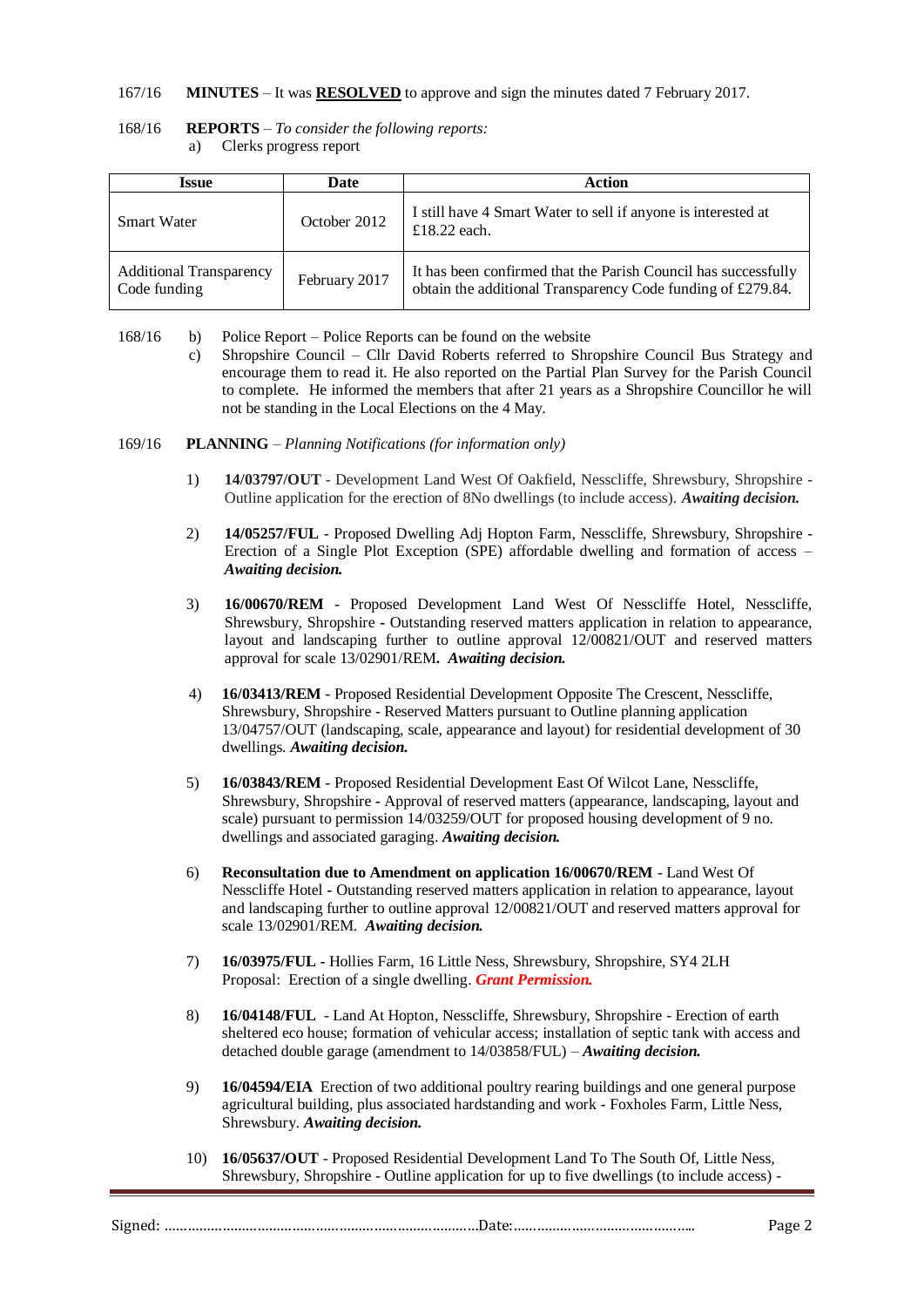167/16 **MINUTES** – It was **<u>RESOLVED</u>** to approve and sign the minutes dated 7 February 2017.

168/16 **REPORTS** – *To consider the following reports:*

a) Clerks progress report

| Issue | Date | Action |
|---|---|---|
| Smart Water | October 2012 | I still have 4 Smart Water to sell if anyone is interested at £18.22 each. |
| Additional Transparency Code funding | February 2017 | It has been confirmed that the Parish Council has successfully obtain the additional Transparency Code funding of £279.84. |

168/16 b) Police Report – Police Reports can be found on the website

c) Shropshire Council – Cllr David Roberts referred to Shropshire Council Bus Strategy and encourage them to read it. He also reported on the Partial Plan Survey for the Parish Council to complete. He informed the members that after 21 years as a Shropshire Councillor he will not be standing in the Local Elections on the 4 May.

169/16 **PLANNING** – *Planning Notifications (for information only)*

1) **14/03797/OUT** - Development Land West Of Oakfield, Nesscliffe, Shrewsbury, Shropshire - Outline application for the erection of 8No dwellings (to include access). ***Awaiting decision.***

2) **14/05257/FUL** - Proposed Dwelling Adj Hopton Farm, Nesscliffe, Shrewsbury, Shropshire - Erection of a Single Plot Exception (SPE) affordable dwelling and formation of access – ***Awaiting decision.***

3) **16/00670/REM** - Proposed Development Land West Of Nesscliffe Hotel, Nesscliffe, Shrewsbury, Shropshire - Outstanding reserved matters application in relation to appearance, layout and landscaping further to outline approval 12/00821/OUT and reserved matters approval for scale 13/02901/REM**.** ***Awaiting decision.***

4) **16/03413/REM** - Proposed Residential Development Opposite The Crescent, Nesscliffe, Shrewsbury, Shropshire - Reserved Matters pursuant to Outline planning application 13/04757/OUT (landscaping, scale, appearance and layout) for residential development of 30 dwellings. ***Awaiting decision.***

5) **16/03843/REM** - Proposed Residential Development East Of Wilcot Lane, Nesscliffe, Shrewsbury, Shropshire - Approval of reserved matters (appearance, landscaping, layout and scale) pursuant to permission 14/03259/OUT for proposed housing development of 9 no. dwellings and associated garaging. ***Awaiting decision.***

6) **Reconsultation due to Amendment on application 16/00670/REM** - Land West Of Nesscliffe Hotel - Outstanding reserved matters application in relation to appearance, layout and landscaping further to outline approval 12/00821/OUT and reserved matters approval for scale 13/02901/REM. ***Awaiting decision.***

7) **16/03975/FUL -** Hollies Farm, 16 Little Ness, Shrewsbury, Shropshire, SY4 2LH Proposal: Erection of a single dwelling. ***Grant Permission.***

8) **16/04148/FUL** - Land At Hopton, Nesscliffe, Shrewsbury, Shropshire - Erection of earth sheltered eco house; formation of vehicular access; installation of septic tank with access and detached double garage (amendment to 14/03858/FUL) – ***Awaiting decision.***

9) **16/04594/EIA** Erection of two additional poultry rearing buildings and one general purpose agricultural building, plus associated hardstanding and work - Foxholes Farm, Little Ness, Shrewsbury. ***Awaiting decision.***

10) **16/05637/OUT** - Proposed Residential Development Land To The South Of, Little Ness, Shrewsbury, Shropshire - Outline application for up to five dwellings (to include access) -

Signed: ……………………………………………………………………Date:………………………………………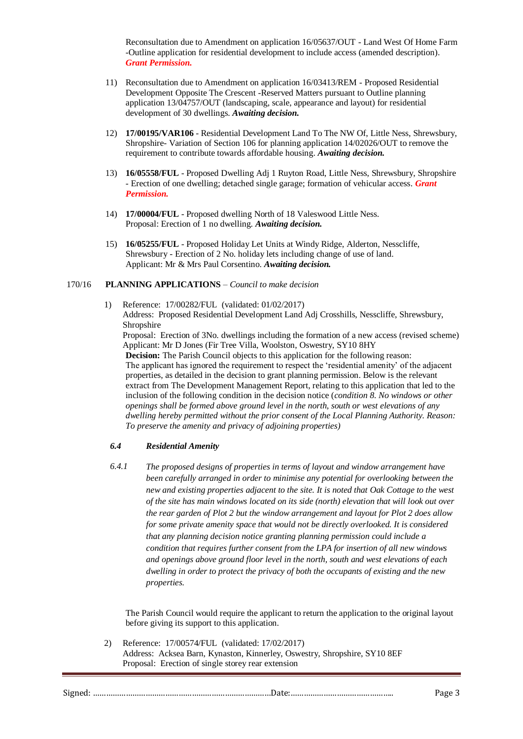Reconsultation due to Amendment on application 16/05637/OUT - Land West Of Home Farm -Outline application for residential development to include access (amended description). ***Grant Permission.***

11) Reconsultation due to Amendment on application 16/03413/REM - Proposed Residential Development Opposite The Crescent -Reserved Matters pursuant to Outline planning application 13/04757/OUT (landscaping, scale, appearance and layout) for residential development of 30 dwellings. ***Awaiting decision.***

12) **17/00195/VAR106** - Residential Development Land To The NW Of, Little Ness, Shrewsbury, Shropshire- Variation of Section 106 for planning application 14/02026/OUT to remove the requirement to contribute towards affordable housing. ***Awaiting decision.***

13) **16/05558/FUL** - Proposed Dwelling Adj 1 Ruyton Road, Little Ness, Shrewsbury, Shropshire - Erection of one dwelling; detached single garage; formation of vehicular access. ***Grant Permission.***

14) **17/00004/FUL** - Proposed dwelling North of 18 Valeswood Little Ness. Proposal: Erection of 1 no dwelling. ***Awaiting decision.***

15) **16/05255/FUL** - Proposed Holiday Let Units at Windy Ridge, Alderton, Nesscliffe, Shrewsbury - Erection of 2 No. holiday lets including change of use of land. Applicant: Mr & Mrs Paul Corsentino. ***Awaiting decision.***

170/16 **PLANNING APPLICATIONS** – *Council to make decision*

1) Reference: 17/00282/FUL (validated: 01/02/2017)
   Address: Proposed Residential Development Land Adj Crosshills, Nesscliffe, Shrewsbury, Shropshire
   Proposal: Erection of 3No. dwellings including the formation of a new access (revised scheme)
   Applicant: Mr D Jones (Fir Tree Villa, Woolston, Oswestry, SY10 8HY
   **Decision:** The Parish Council objects to this application for the following reason:
   The applicant has ignored the requirement to respect the 'residential amenity' of the adjacent properties, as detailed in the decision to grant planning permission. Below is the relevant extract from The Development Management Report, relating to this application that led to the inclusion of the following condition in the decision notice (*condition 8. No windows or other openings shall be formed above ground level in the north, south or west elevations of any dwelling hereby permitted without the prior consent of the Local Planning Authority. Reason: To preserve the amenity and privacy of adjoining properties)*

   ***6.4 Residential Amenity***

   *6.4.1 The proposed designs of properties in terms of layout and window arrangement have been carefully arranged in order to minimise any potential for overlooking between the new and existing properties adjacent to the site. It is noted that Oak Cottage to the west of the site has main windows located on its side (north) elevation that will look out over the rear garden of Plot 2 but the window arrangement and layout for Plot 2 does allow for some private amenity space that would not be directly overlooked. It is considered that any planning decision notice granting planning permission could include a condition that requires further consent from the LPA for insertion of all new windows and openings above ground floor level in the north, south and west elevations of each dwelling in order to protect the privacy of both the occupants of existing and the new properties.*

   The Parish Council would require the applicant to return the application to the original layout before giving its support to this application.

2) Reference: 17/00574/FUL (validated: 17/02/2017)
   Address: Acksea Barn, Kynaston, Kinnerley, Oswestry, Shropshire, SY10 8EF
   Proposal: Erection of single storey rear extension

Signed: ……………………………………………………………………Date:…………………………………….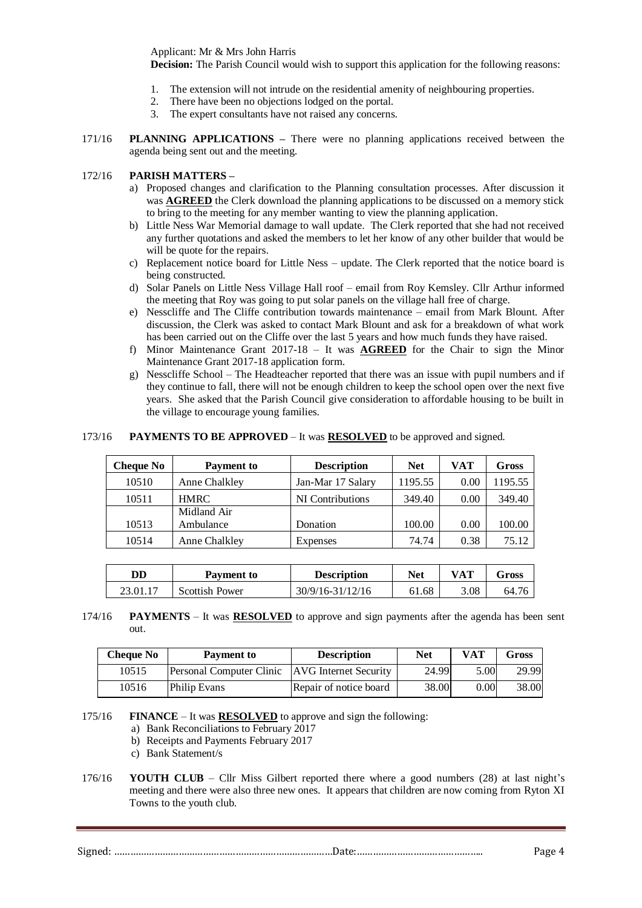Applicant: Mr & Mrs John Harris

**Decision:** The Parish Council would wish to support this application for the following reasons:

1. The extension will not intrude on the residential amenity of neighbouring properties.
2. There have been no objections lodged on the portal.
3. The expert consultants have not raised any concerns.

171/16 **PLANNING APPLICATIONS –** There were no planning applications received between the agenda being sent out and the meeting.

172/16 **PARISH MATTERS –**

a) Proposed changes and clarification to the Planning consultation processes. After discussion it was **AGREED** the Clerk download the planning applications to be discussed on a memory stick to bring to the meeting for any member wanting to view the planning application.
b) Little Ness War Memorial damage to wall update. The Clerk reported that she had not received any further quotations and asked the members to let her know of any other builder that would be will be quote for the repairs.
c) Replacement notice board for Little Ness – update. The Clerk reported that the notice board is being constructed.
d) Solar Panels on Little Ness Village Hall roof – email from Roy Kemsley. Cllr Arthur informed the meeting that Roy was going to put solar panels on the village hall free of charge.
e) Nesscliffe and The Cliffe contribution towards maintenance – email from Mark Blount. After discussion, the Clerk was asked to contact Mark Blount and ask for a breakdown of what work has been carried out on the Cliffe over the last 5 years and how much funds they have raised.
f) Minor Maintenance Grant 2017-18 – It was **AGREED** for the Chair to sign the Minor Maintenance Grant 2017-18 application form.
g) Nesscliffe School – The Headteacher reported that there was an issue with pupil numbers and if they continue to fall, there will not be enough children to keep the school open over the next five years. She asked that the Parish Council give consideration to affordable housing to be built in the village to encourage young families.

173/16 **PAYMENTS TO BE APPROVED** – It was **RESOLVED** to be approved and signed.

| Cheque No | Payment to | Description | Net | VAT | Gross |
|---|---|---|---|---|---|
| 10510 | Anne Chalkley | Jan-Mar 17 Salary | 1195.55 | 0.00 | 1195.55 |
| 10511 | HMRC | NI Contributions | 349.40 | 0.00 | 349.40 |
| 10513 | Midland Air Ambulance | Donation | 100.00 | 0.00 | 100.00 |
| 10514 | Anne Chalkley | Expenses | 74.74 | 0.38 | 75.12 |

| DD | Payment to | Description | Net | VAT | Gross |
|---|---|---|---|---|---|
| 23.01.17 | Scottish Power | 30/9/16-31/12/16 | 61.68 | 3.08 | 64.76 |

174/16 **PAYMENTS** – It was **RESOLVED** to approve and sign payments after the agenda has been sent out.

| Cheque No | Payment to | Description | Net | VAT | Gross |
|---|---|---|---|---|---|
| 10515 | Personal Computer Clinic | AVG Internet Security | 24.99 | 5.00 | 29.99 |
| 10516 | Philip Evans | Repair of notice board | 38.00 | 0.00 | 38.00 |

175/16 **FINANCE** – It was **RESOLVED** to approve and sign the following:

a) Bank Reconciliations to February 2017
b) Receipts and Payments February 2017
c) Bank Statement/s

176/16 **YOUTH CLUB** – Cllr Miss Gilbert reported there where a good numbers (28) at last night's meeting and there were also three new ones. It appears that children are now coming from Ryton XI Towns to the youth club.

Signed: ……………………………………………………………………Date:………………………………………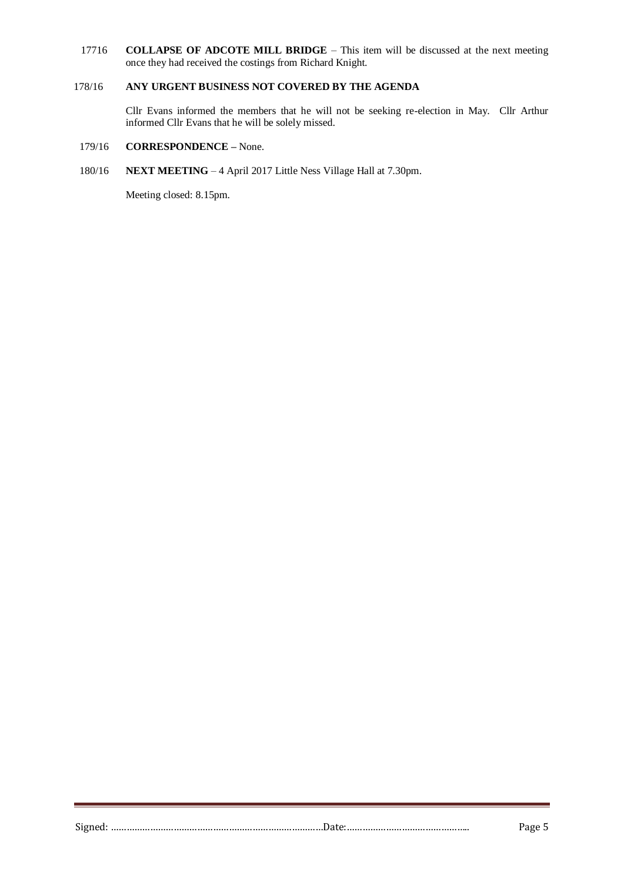17716 **COLLAPSE OF ADCOTE MILL BRIDGE** – This item will be discussed at the next meeting once they had received the costings from Richard Knight.

178/16 **ANY URGENT BUSINESS NOT COVERED BY THE AGENDA**

Cllr Evans informed the members that he will not be seeking re-election in May. Cllr Arthur informed Cllr Evans that he will be solely missed.

179/16 **CORRESPONDENCE –** None.

180/16 **NEXT MEETING** – 4 April 2017 Little Ness Village Hall at 7.30pm.

Meeting closed: 8.15pm.

Signed: ……………………………………………………………………Date:………………………………………..